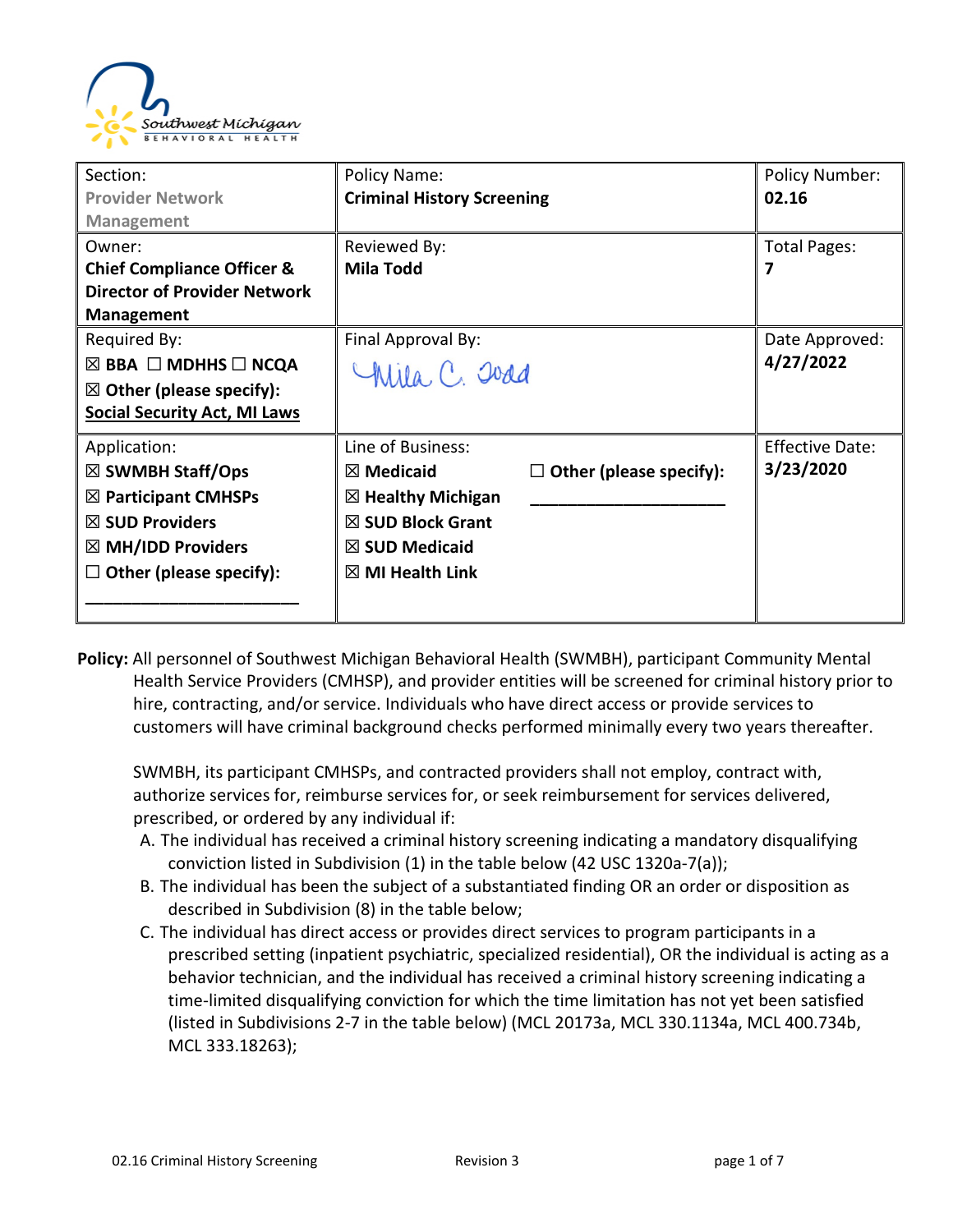| Section: **Provider Network Management** | Policy Name: **Criminal History Screening** | Policy Number: **02.16** |
| --- | --- | --- |
| Owner: **Chief Compliance Officer & Director of Provider Network Management** | Reviewed By: **Mila Todd** | Total Pages: **7** |
| Required By: ☒ **BBA** ☐ **MDHHS** ☐ **NCQA** ☒ **Other (please specify): Social Security Act, MI Laws** | Final Approval By: Mila C. Todd | Date Approved: **4/27/2022** |
| Application: ☒ **SWMBH Staff/Ops** ☒ **Participant CMHSPs** ☒ **SUD Providers** ☒ **MH/IDD Providers** ☐ **Other (please specify):** ____________________ | Line of Business: ☒ **Medicaid** ☒ **Healthy Michigan** ☒ **SUD Block Grant** ☒ **SUD Medicaid** ☒ **MI Health Link** ☐ **Other (please specify):** ____________________ | Effective Date: **3/23/2020** |

**Policy:** All personnel of Southwest Michigan Behavioral Health (SWMBH), participant Community Mental Health Service Providers (CMHSP), and provider entities will be screened for criminal history prior to hire, contracting, and/or service. Individuals who have direct access or provide services to customers will have criminal background checks performed minimally every two years thereafter.

SWMBH, its participant CMHSPs, and contracted providers shall not employ, contract with, authorize services for, reimburse services for, or seek reimbursement for services delivered, prescribed, or ordered by any individual if:

A. The individual has received a criminal history screening indicating a mandatory disqualifying conviction listed in Subdivision (1) in the table below (42 USC 1320a-7(a));
B. The individual has been the subject of a substantiated finding OR an order or disposition as described in Subdivision (8) in the table below;
C. The individual has direct access or provides direct services to program participants in a prescribed setting (inpatient psychiatric, specialized residential), OR the individual is acting as a behavior technician, and the individual has received a criminal history screening indicating a time-limited disqualifying conviction for which the time limitation has not yet been satisfied (listed in Subdivisions 2-7 in the table below) (MCL 20173a, MCL 330.1134a, MCL 400.734b, MCL 333.18263);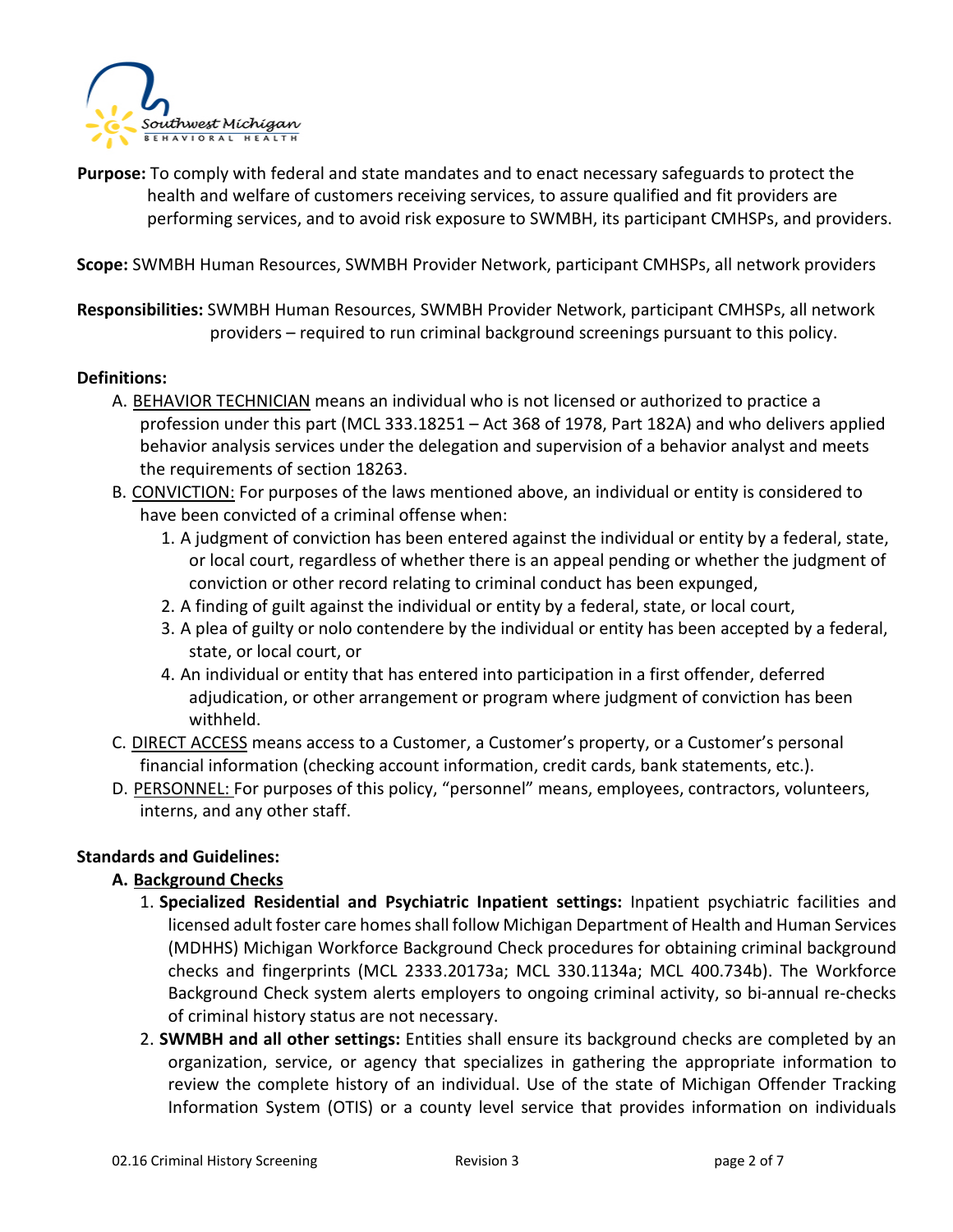**Purpose:** To comply with federal and state mandates and to enact necessary safeguards to protect the health and welfare of customers receiving services, to assure qualified and fit providers are performing services, and to avoid risk exposure to SWMBH, its participant CMHSPs, and providers.

**Scope:** SWMBH Human Resources, SWMBH Provider Network, participant CMHSPs, all network providers

**Responsibilities:** SWMBH Human Resources, SWMBH Provider Network, participant CMHSPs, all network providers – required to run criminal background screenings pursuant to this policy.

**Definitions:**

A. BEHAVIOR TECHNICIAN means an individual who is not licensed or authorized to practice a profession under this part (MCL 333.18251 – Act 368 of 1978, Part 182A) and who delivers applied behavior analysis services under the delegation and supervision of a behavior analyst and meets the requirements of section 18263.

B. CONVICTION: For purposes of the laws mentioned above, an individual or entity is considered to have been convicted of a criminal offense when:
   1. A judgment of conviction has been entered against the individual or entity by a federal, state, or local court, regardless of whether there is an appeal pending or whether the judgment of conviction or other record relating to criminal conduct has been expunged,
   2. A finding of guilt against the individual or entity by a federal, state, or local court,
   3. A plea of guilty or nolo contendere by the individual or entity has been accepted by a federal, state, or local court, or
   4. An individual or entity that has entered into participation in a first offender, deferred adjudication, or other arrangement or program where judgment of conviction has been withheld.

C. DIRECT ACCESS means access to a Customer, a Customer's property, or a Customer's personal financial information (checking account information, credit cards, bank statements, etc.).

D. PERSONNEL: For purposes of this policy, "personnel" means, employees, contractors, volunteers, interns, and any other staff.

**Standards and Guidelines:**

**A. Background Checks**

1. **Specialized Residential and Psychiatric Inpatient settings:** Inpatient psychiatric facilities and licensed adult foster care homes shall follow Michigan Department of Health and Human Services (MDHHS) Michigan Workforce Background Check procedures for obtaining criminal background checks and fingerprints (MCL 2333.20173a; MCL 330.1134a; MCL 400.734b). The Workforce Background Check system alerts employers to ongoing criminal activity, so bi-annual re-checks of criminal history status are not necessary.

2. **SWMBH and all other settings:** Entities shall ensure its background checks are completed by an organization, service, or agency that specializes in gathering the appropriate information to review the complete history of an individual. Use of the state of Michigan Offender Tracking Information System (OTIS) or a county level service that provides information on individuals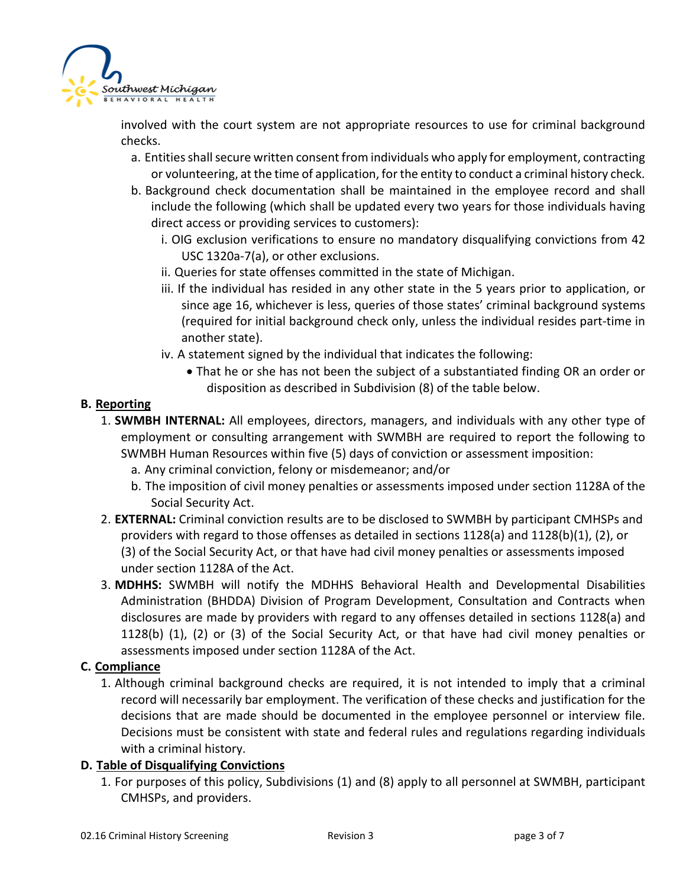involved with the court system are not appropriate resources to use for criminal background checks.

a. Entities shall secure written consent from individuals who apply for employment, contracting or volunteering, at the time of application, for the entity to conduct a criminal history check.

b. Background check documentation shall be maintained in the employee record and shall include the following (which shall be updated every two years for those individuals having direct access or providing services to customers):

   i. OIG exclusion verifications to ensure no mandatory disqualifying convictions from 42 USC 1320a-7(a), or other exclusions.

   ii. Queries for state offenses committed in the state of Michigan.

   iii. If the individual has resided in any other state in the 5 years prior to application, or since age 16, whichever is less, queries of those states' criminal background systems (required for initial background check only, unless the individual resides part-time in another state).

   iv. A statement signed by the individual that indicates the following:

   - That he or she has not been the subject of a substantiated finding OR an order or disposition as described in Subdivision (8) of the table below.

**B. Reporting**

1. **SWMBH INTERNAL:** All employees, directors, managers, and individuals with any other type of employment or consulting arrangement with SWMBH are required to report the following to SWMBH Human Resources within five (5) days of conviction or assessment imposition:

   a. Any criminal conviction, felony or misdemeanor; and/or

   b. The imposition of civil money penalties or assessments imposed under section 1128A of the Social Security Act.

2. **EXTERNAL:** Criminal conviction results are to be disclosed to SWMBH by participant CMHSPs and providers with regard to those offenses as detailed in sections 1128(a) and 1128(b)(1), (2), or (3) of the Social Security Act, or that have had civil money penalties or assessments imposed under section 1128A of the Act.

3. **MDHHS:** SWMBH will notify the MDHHS Behavioral Health and Developmental Disabilities Administration (BHDDA) Division of Program Development, Consultation and Contracts when disclosures are made by providers with regard to any offenses detailed in sections 1128(a) and 1128(b) (1), (2) or (3) of the Social Security Act, or that have had civil money penalties or assessments imposed under section 1128A of the Act.

**C. Compliance**

1. Although criminal background checks are required, it is not intended to imply that a criminal record will necessarily bar employment. The verification of these checks and justification for the decisions that are made should be documented in the employee personnel or interview file. Decisions must be consistent with state and federal rules and regulations regarding individuals with a criminal history.

**D. Table of Disqualifying Convictions**

1. For purposes of this policy, Subdivisions (1) and (8) apply to all personnel at SWMBH, participant CMHSPs, and providers.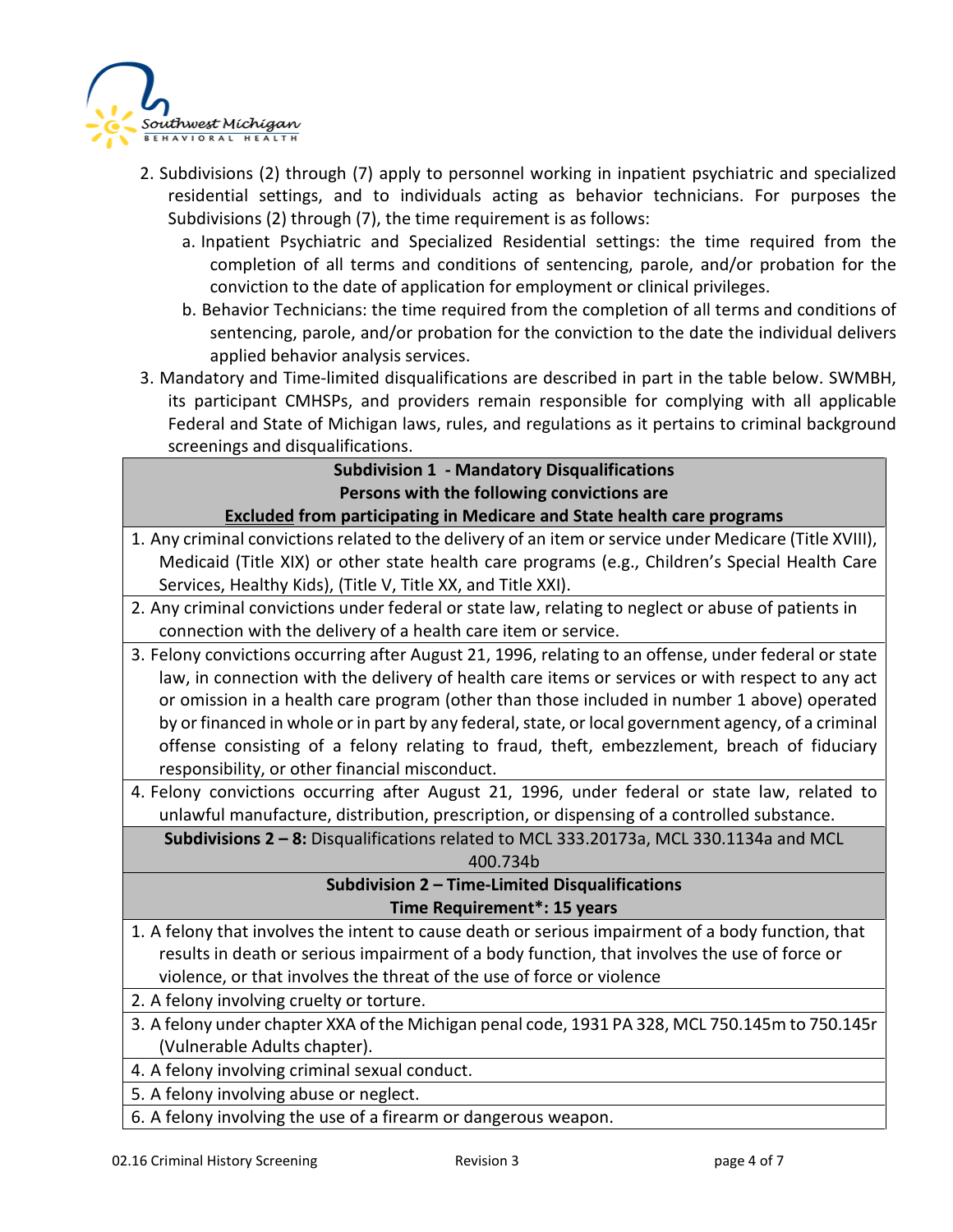2. Subdivisions (2) through (7) apply to personnel working in inpatient psychiatric and specialized residential settings, and to individuals acting as behavior technicians. For purposes the Subdivisions (2) through (7), the time requirement is as follows:
   a. Inpatient Psychiatric and Specialized Residential settings: the time required from the completion of all terms and conditions of sentencing, parole, and/or probation for the conviction to the date of application for employment or clinical privileges.
   b. Behavior Technicians: the time required from the completion of all terms and conditions of sentencing, parole, and/or probation for the conviction to the date the individual delivers applied behavior analysis services.
3. Mandatory and Time-limited disqualifications are described in part in the table below. SWMBH, its participant CMHSPs, and providers remain responsible for complying with all applicable Federal and State of Michigan laws, rules, and regulations as it pertains to criminal background screenings and disqualifications.

| **Subdivision 1 - Mandatory Disqualifications**<br>**Persons with the following convictions are**<br>**<u>Excluded</u> from participating in Medicare and State health care programs** |
|---|
| 1. Any criminal convictions related to the delivery of an item or service under Medicare (Title XVIII), Medicaid (Title XIX) or other state health care programs (e.g., Children's Special Health Care Services, Healthy Kids), (Title V, Title XX, and Title XXI). |
| 2. Any criminal convictions under federal or state law, relating to neglect or abuse of patients in connection with the delivery of a health care item or service. |
| 3. Felony convictions occurring after August 21, 1996, relating to an offense, under federal or state law, in connection with the delivery of health care items or services or with respect to any act or omission in a health care program (other than those included in number 1 above) operated by or financed in whole or in part by any federal, state, or local government agency, of a criminal offense consisting of a felony relating to fraud, theft, embezzlement, breach of fiduciary responsibility, or other financial misconduct. |
| 4. Felony convictions occurring after August 21, 1996, under federal or state law, related to unlawful manufacture, distribution, prescription, or dispensing of a controlled substance. |
| **Subdivisions 2 – 8:** Disqualifications related to MCL 333.20173a, MCL 330.1134a and MCL 400.734b |
| **Subdivision 2 – Time-Limited Disqualifications**<br>**Time Requirement*: 15 years** |
| 1. A felony that involves the intent to cause death or serious impairment of a body function, that results in death or serious impairment of a body function, that involves the use of force or violence, or that involves the threat of the use of force or violence |
| 2. A felony involving cruelty or torture. |
| 3. A felony under chapter XXA of the Michigan penal code, 1931 PA 328, MCL 750.145m to 750.145r (Vulnerable Adults chapter). |
| 4. A felony involving criminal sexual conduct. |
| 5. A felony involving abuse or neglect. |
| 6. A felony involving the use of a firearm or dangerous weapon. |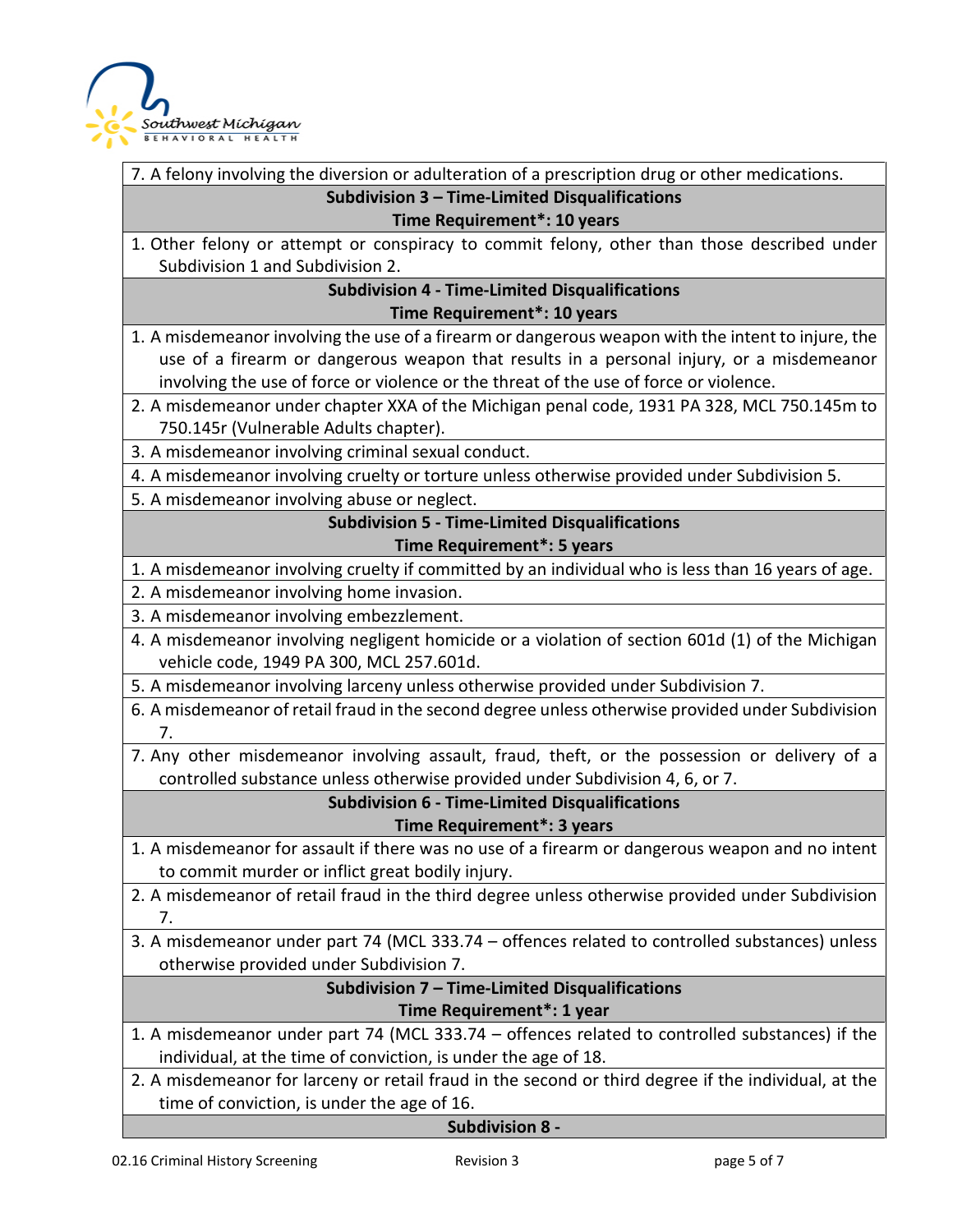| 7. A felony involving the diversion or adulteration of a prescription drug or other medications. |
| --- |
| **Subdivision 3 – Time-Limited Disqualifications**<br>**Time Requirement*: 10 years** |
| 1. Other felony or attempt or conspiracy to commit felony, other than those described under Subdivision 1 and Subdivision 2. |
| **Subdivision 4 - Time-Limited Disqualifications**<br>**Time Requirement*: 10 years** |
| 1. A misdemeanor involving the use of a firearm or dangerous weapon with the intent to injure, the use of a firearm or dangerous weapon that results in a personal injury, or a misdemeanor involving the use of force or violence or the threat of the use of force or violence. |
| 2. A misdemeanor under chapter XXA of the Michigan penal code, 1931 PA 328, MCL 750.145m to 750.145r (Vulnerable Adults chapter). |
| 3. A misdemeanor involving criminal sexual conduct. |
| 4. A misdemeanor involving cruelty or torture unless otherwise provided under Subdivision 5. |
| 5. A misdemeanor involving abuse or neglect. |
| **Subdivision 5 - Time-Limited Disqualifications**<br>**Time Requirement*: 5 years** |
| 1. A misdemeanor involving cruelty if committed by an individual who is less than 16 years of age. |
| 2. A misdemeanor involving home invasion. |
| 3. A misdemeanor involving embezzlement. |
| 4. A misdemeanor involving negligent homicide or a violation of section 601d (1) of the Michigan vehicle code, 1949 PA 300, MCL 257.601d. |
| 5. A misdemeanor involving larceny unless otherwise provided under Subdivision 7. |
| 6. A misdemeanor of retail fraud in the second degree unless otherwise provided under Subdivision 7. |
| 7. Any other misdemeanor involving assault, fraud, theft, or the possession or delivery of a controlled substance unless otherwise provided under Subdivision 4, 6, or 7. |
| **Subdivision 6 - Time-Limited Disqualifications**<br>**Time Requirement*: 3 years** |
| 1. A misdemeanor for assault if there was no use of a firearm or dangerous weapon and no intent to commit murder or inflict great bodily injury. |
| 2. A misdemeanor of retail fraud in the third degree unless otherwise provided under Subdivision 7. |
| 3. A misdemeanor under part 74 (MCL 333.74 – offences related to controlled substances) unless otherwise provided under Subdivision 7. |
| **Subdivision 7 – Time-Limited Disqualifications**<br>**Time Requirement*: 1 year** |
| 1. A misdemeanor under part 74 (MCL 333.74 – offences related to controlled substances) if the individual, at the time of conviction, is under the age of 18. |
| 2. A misdemeanor for larceny or retail fraud in the second or third degree if the individual, at the time of conviction, is under the age of 16. |
| **Subdivision 8 -** |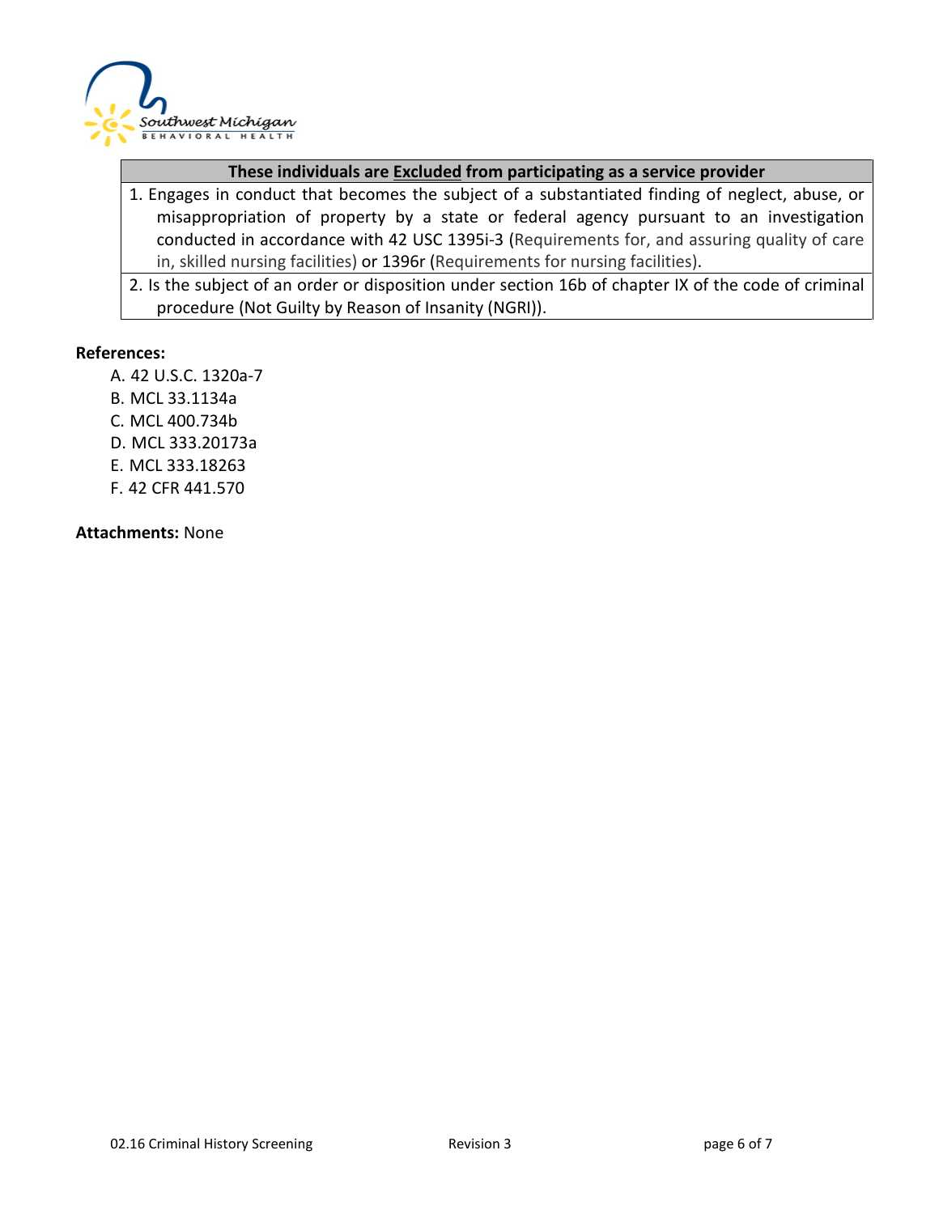| These individuals are Excluded from participating as a service provider |
|---|
| 1. Engages in conduct that becomes the subject of a substantiated finding of neglect, abuse, or misappropriation of property by a state or federal agency pursuant to an investigation conducted in accordance with 42 USC 1395i-3 (Requirements for, and assuring quality of care in, skilled nursing facilities) or 1396r (Requirements for nursing facilities). |
| 2. Is the subject of an order or disposition under section 16b of chapter IX of the code of criminal procedure (Not Guilty by Reason of Insanity (NGRI)). |

**References:**

A. 42 U.S.C. 1320a-7
B. MCL 33.1134a
C. MCL 400.734b
D. MCL 333.20173a
E. MCL 333.18263
F. 42 CFR 441.570

**Attachments:** None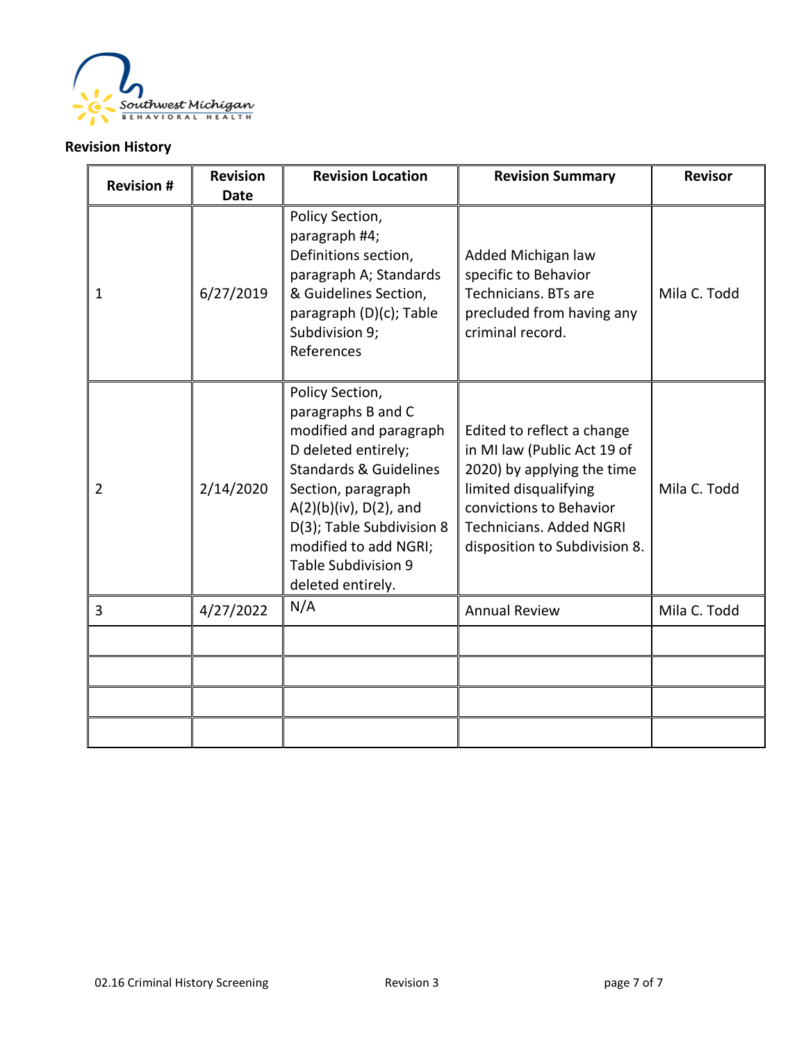**Revision History**

| Revision # | Revision Date | Revision Location | Revision Summary | Revisor |
|---|---|---|---|---|
| 1 | 6/27/2019 | Policy Section, paragraph #4; Definitions section, paragraph A; Standards & Guidelines Section, paragraph (D)(c); Table Subdivision 9; References | Added Michigan law specific to Behavior Technicians. BTs are precluded from having any criminal record. | Mila C. Todd |
| 2 | 2/14/2020 | Policy Section, paragraphs B and C modified and paragraph D deleted entirely; Standards & Guidelines Section, paragraph A(2)(b)(iv), D(2), and D(3); Table Subdivision 8 modified to add NGRI; Table Subdivision 9 deleted entirely. | Edited to reflect a change in MI law (Public Act 19 of 2020) by applying the time limited disqualifying convictions to Behavior Technicians. Added NGRI disposition to Subdivision 8. | Mila C. Todd |
| 3 | 4/27/2022 | N/A | Annual Review | Mila C. Todd |
| | | | | |
| | | | | |
| | | | | |
| | | | | |